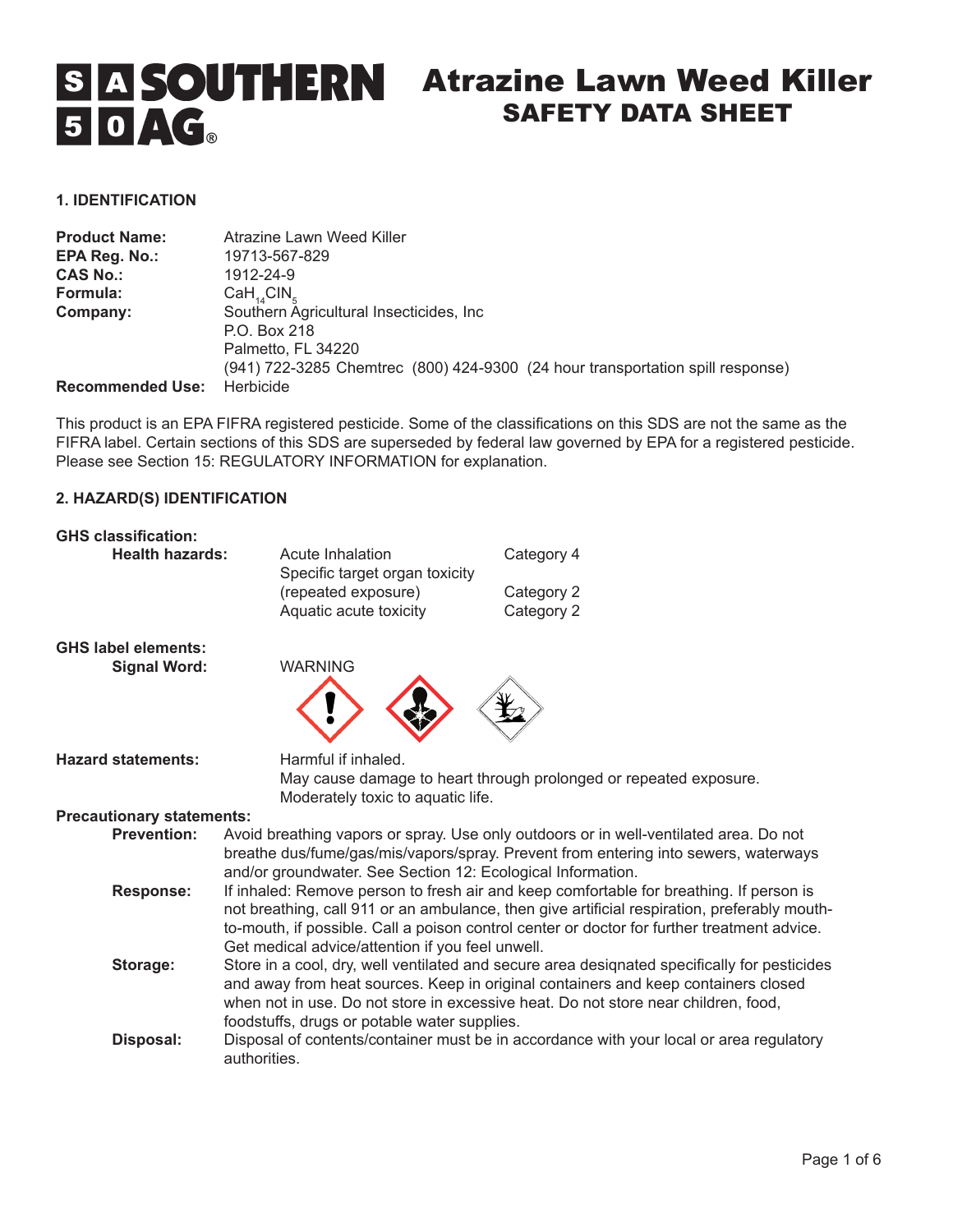# Atrazine Lawn Weed Killer
## SAFETY DATA SHEET

### 1. IDENTIFICATION

**Product Name:** Atrazine Lawn Weed Killer
**EPA Reg. No.:** 19713-567-829
**CAS No.:** 1912-24-9
**Formula:** $CaH_{14}ClN_5$
**Company:** Southern Agricultural Insecticides, Inc
P.O. Box 218
Palmetto, FL 34220
(941) 722-3285 Chemtrec (800) 424-9300 (24 hour transportation spill response)
**Recommended Use:** Herbicide

This product is an EPA FIFRA registered pesticide. Some of the classifications on this SDS are not the same as the FIFRA label. Certain sections of this SDS are superseded by federal law governed by EPA for a registered pesticide. Please see Section 15: REGULATORY INFORMATION for explanation.

### 2. HAZARD(S) IDENTIFICATION

**GHS classification:**

**Health hazards:**

| Hazard | Category |
|---|---|
| Acute Inhalation | Category 4 |
| Specific target organ toxicity (repeated exposure) | Category 2 |
| Aquatic acute toxicity | Category 2 |

**GHS label elements:**

**Signal Word:** WARNING

**Hazard statements:** Harmful if inhaled.
May cause damage to heart through prolonged or repeated exposure.
Moderately toxic to aquatic life.

**Precautionary statements:**

**Prevention:** Avoid breathing vapors or spray. Use only outdoors or in well-ventilated area. Do not breathe dus/fume/gas/mis/vapors/spray. Prevent from entering into sewers, waterways and/or groundwater. See Section 12: Ecological Information.

**Response:** If inhaled: Remove person to fresh air and keep comfortable for breathing. If person is not breathing, call 911 or an ambulance, then give artificial respiration, preferably mouth-to-mouth, if possible. Call a poison control center or doctor for further treatment advice. Get medical advice/attention if you feel unwell.

**Storage:** Store in a cool, dry, well ventilated and secure area desiqnated specifically for pesticides and away from heat sources. Keep in original containers and keep containers closed when not in use. Do not store in excessive heat. Do not store near children, food, foodstuffs, drugs or potable water supplies.

**Disposal:** Disposal of contents/container must be in accordance with your local or area regulatory authorities.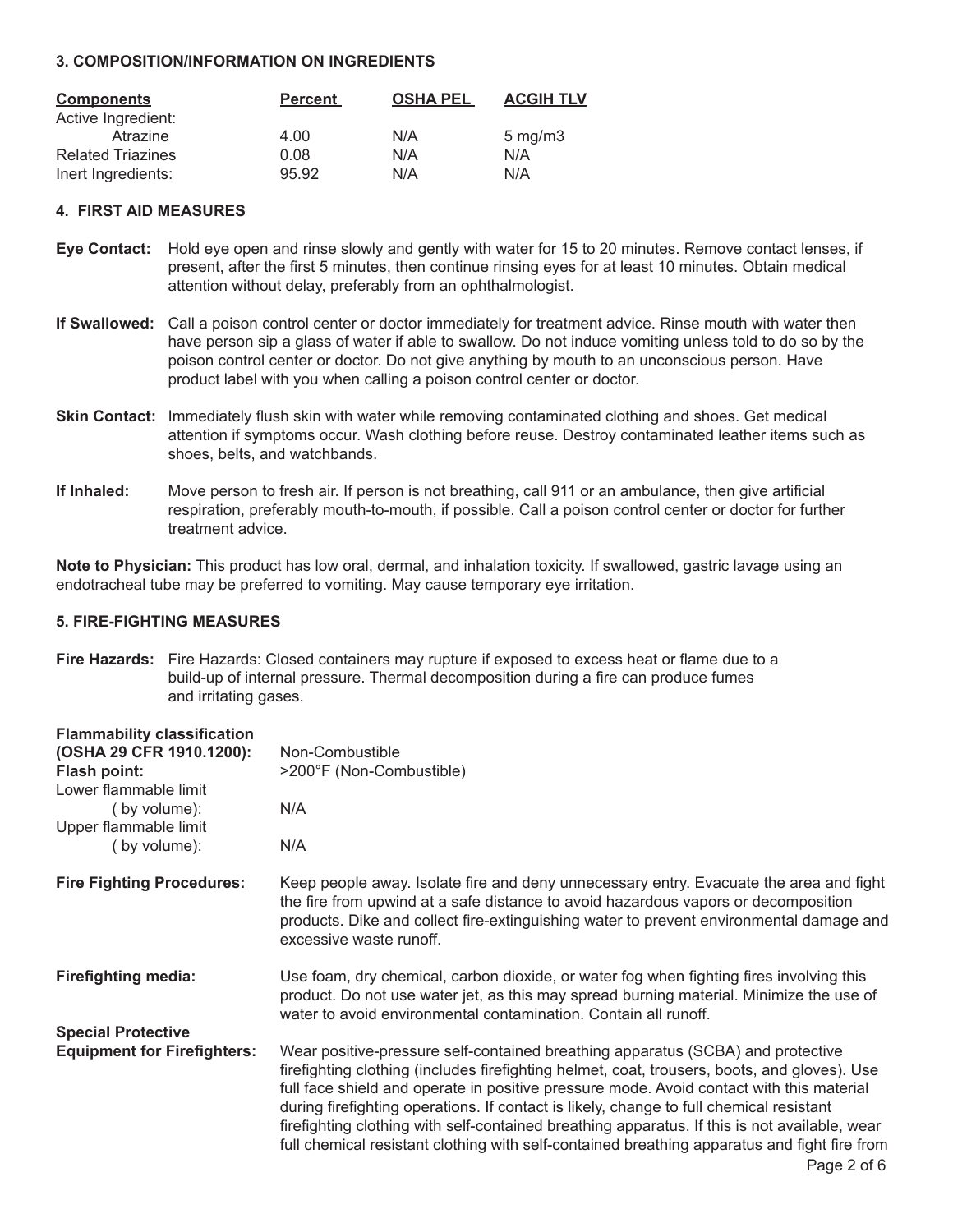### 3. COMPOSITION/INFORMATION ON INGREDIENTS

| Components | Percent | OSHA PEL | ACGIH TLV |
|---|---|---|---|
| Active Ingredient: | | | |
| Atrazine | 4.00 | N/A | 5 mg/m3 |
| Related Triazines | 0.08 | N/A | N/A |
| Inert Ingredients: | 95.92 | N/A | N/A |

### 4. FIRST AID MEASURES

**Eye Contact:** Hold eye open and rinse slowly and gently with water for 15 to 20 minutes. Remove contact lenses, if present, after the first 5 minutes, then continue rinsing eyes for at least 10 minutes. Obtain medical attention without delay, preferably from an ophthalmologist.

**If Swallowed:** Call a poison control center or doctor immediately for treatment advice. Rinse mouth with water then have person sip a glass of water if able to swallow. Do not induce vomiting unless told to do so by the poison control center or doctor. Do not give anything by mouth to an unconscious person. Have product label with you when calling a poison control center or doctor.

**Skin Contact:** Immediately flush skin with water while removing contaminated clothing and shoes. Get medical attention if symptoms occur. Wash clothing before reuse. Destroy contaminated leather items such as shoes, belts, and watchbands.

**If Inhaled:** Move person to fresh air. If person is not breathing, call 911 or an ambulance, then give artificial respiration, preferably mouth-to-mouth, if possible. Call a poison control center or doctor for further treatment advice.

**Note to Physician:** This product has low oral, dermal, and inhalation toxicity. If swallowed, gastric lavage using an endotracheal tube may be preferred to vomiting. May cause temporary eye irritation.

### 5. FIRE-FIGHTING MEASURES

**Fire Hazards:** Fire Hazards: Closed containers may rupture if exposed to excess heat or flame due to a build-up of internal pressure. Thermal decomposition during a fire can produce fumes and irritating gases.

**Flammability classification (OSHA 29 CFR 1910.1200):** Non-Combustible

**Flash point:** >200°F (Non-Combustible)

Lower flammable limit ( by volume): N/A

Upper flammable limit ( by volume): N/A

**Fire Fighting Procedures:** Keep people away. Isolate fire and deny unnecessary entry. Evacuate the area and fight the fire from upwind at a safe distance to avoid hazardous vapors or decomposition products. Dike and collect fire-extinguishing water to prevent environmental damage and excessive waste runoff.

**Firefighting media:** Use foam, dry chemical, carbon dioxide, or water fog when fighting fires involving this product. Do not use water jet, as this may spread burning material. Minimize the use of water to avoid environmental contamination. Contain all runoff.

**Special Protective Equipment for Firefighters:** Wear positive-pressure self-contained breathing apparatus (SCBA) and protective firefighting clothing (includes firefighting helmet, coat, trousers, boots, and gloves). Use full face shield and operate in positive pressure mode. Avoid contact with this material during firefighting operations. If contact is likely, change to full chemical resistant firefighting clothing with self-contained breathing apparatus. If this is not available, wear full chemical resistant clothing with self-contained breathing apparatus and fight fire from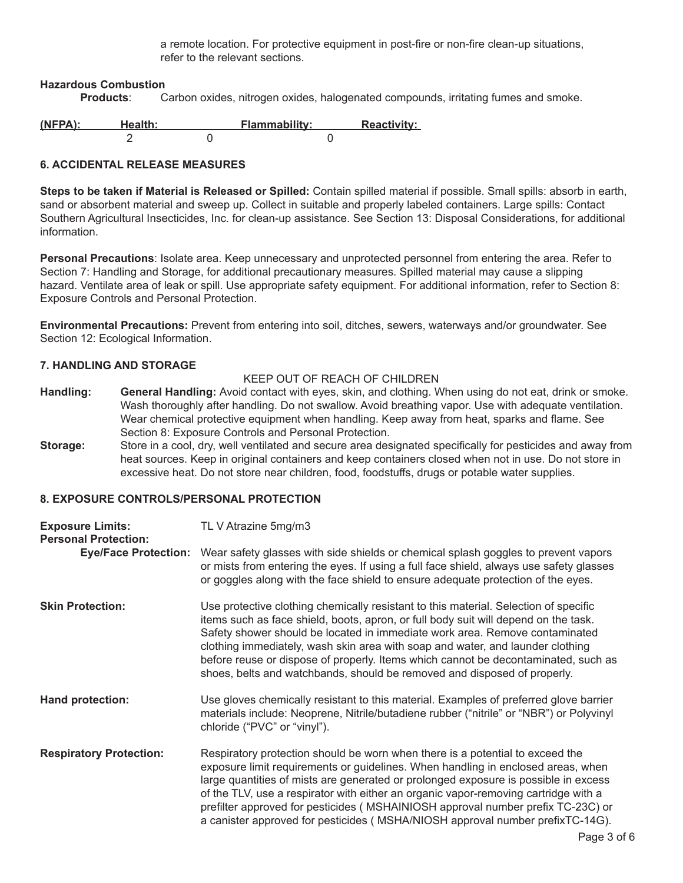a remote location. For protective equipment in post-fire or non-fire clean-up situations, refer to the relevant sections.

**Hazardous Combustion Products**: Carbon oxides, nitrogen oxides, halogenated compounds, irritating fumes and smoke.

| (NFPA): | Health: | Flammability: | Reactivity: |
|---|---|---|---|
| | 2 | 0 | 0 |

## 6. ACCIDENTAL RELEASE MEASURES

**Steps to be taken if Material is Released or Spilled:** Contain spilled material if possible. Small spills: absorb in earth, sand or absorbent material and sweep up. Collect in suitable and properly labeled containers. Large spills: Contact Southern Agricultural Insecticides, Inc. for clean-up assistance. See Section 13: Disposal Considerations, for additional information.

**Personal Precautions**: Isolate area. Keep unnecessary and unprotected personnel from entering the area. Refer to Section 7: Handling and Storage, for additional precautionary measures. Spilled material may cause a slipping hazard. Ventilate area of leak or spill. Use appropriate safety equipment. For additional information, refer to Section 8: Exposure Controls and Personal Protection.

**Environmental Precautions:** Prevent from entering into soil, ditches, sewers, waterways and/or groundwater. See Section 12: Ecological Information.

## 7. HANDLING AND STORAGE

KEEP OUT OF REACH OF CHILDREN

**Handling:** **General Handling:** Avoid contact with eyes, skin, and clothing. When using do not eat, drink or smoke. Wash thoroughly after handling. Do not swallow. Avoid breathing vapor. Use with adequate ventilation. Wear chemical protective equipment when handling. Keep away from heat, sparks and flame. See Section 8: Exposure Controls and Personal Protection.

**Storage:** Store in a cool, dry, well ventilated and secure area designated specifically for pesticides and away from heat sources. Keep in original containers and keep containers closed when not in use. Do not store in excessive heat. Do not store near children, food, foodstuffs, drugs or potable water supplies.

## 8. EXPOSURE CONTROLS/PERSONAL PROTECTION

**Exposure Limits:** TL V Atrazine 5mg/m3

**Personal Protection:**

**Eye/Face Protection:** Wear safety glasses with side shields or chemical splash goggles to prevent vapors or mists from entering the eyes. If using a full face shield, always use safety glasses or goggles along with the face shield to ensure adequate protection of the eyes.

**Skin Protection:** Use protective clothing chemically resistant to this material. Selection of specific items such as face shield, boots, apron, or full body suit will depend on the task. Safety shower should be located in immediate work area. Remove contaminated clothing immediately, wash skin area with soap and water, and launder clothing before reuse or dispose of properly. Items which cannot be decontaminated, such as shoes, belts and watchbands, should be removed and disposed of properly.

**Hand protection:** Use gloves chemically resistant to this material. Examples of preferred glove barrier materials include: Neoprene, Nitrile/butadiene rubber ("nitrile" or "NBR") or Polyvinyl chloride ("PVC" or "vinyl").

**Respiratory Protection:** Respiratory protection should be worn when there is a potential to exceed the exposure limit requirements or guidelines. When handling in enclosed areas, when large quantities of mists are generated or prolonged exposure is possible in excess of the TLV, use a respirator with either an organic vapor-removing cartridge with a prefilter approved for pesticides ( MSHAINIOSH approval number prefix TC-23C) or a canister approved for pesticides ( MSHA/NIOSH approval number prefixTC-14G).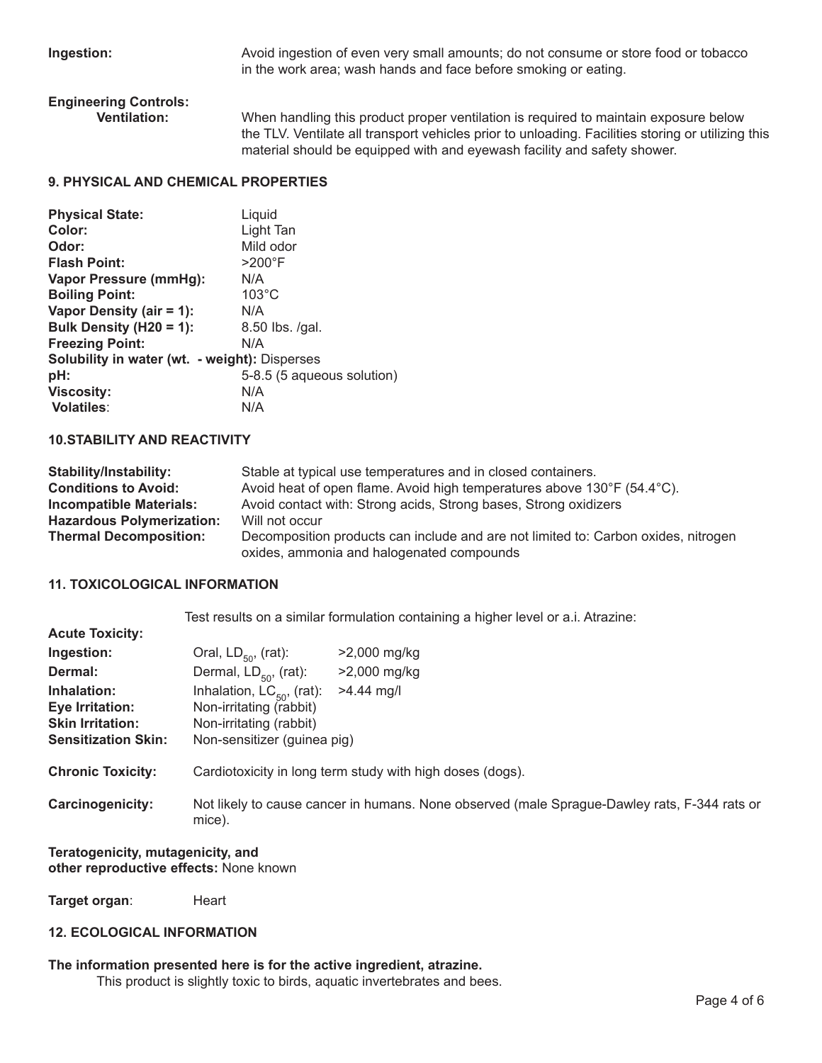**Ingestion:** Avoid ingestion of even very small amounts; do not consume or store food or tobacco in the work area; wash hands and face before smoking or eating.

**Engineering Controls:**

**Ventilation:** When handling this product proper ventilation is required to maintain exposure below the TLV. Ventilate all transport vehicles prior to unloading. Facilities storing or utilizing this material should be equipped with and eyewash facility and safety shower.

## 9. PHYSICAL AND CHEMICAL PROPERTIES

| | |
|---|---|
| **Physical State:** | Liquid |
| **Color:** | Light Tan |
| **Odor:** | Mild odor |
| **Flash Point:** | >200°F |
| **Vapor Pressure (mmHg):** | N/A |
| **Boiling Point:** | 103°C |
| **Vapor Density (air = 1):** | N/A |
| **Bulk Density (H20 = 1):** | 8.50 lbs. /gal. |
| **Freezing Point:** | N/A |
| **Solubility in water (wt. - weight):** | Disperses |
| **pH:** | 5-8.5 (5 aqueous solution) |
| **Viscosity:** | N/A |
| **Volatiles**: | N/A |

## 10.STABILITY AND REACTIVITY

| | |
|---|---|
| **Stability/Instability:** | Stable at typical use temperatures and in closed containers. |
| **Conditions to Avoid:** | Avoid heat of open flame. Avoid high temperatures above 130°F (54.4°C). |
| **Incompatible Materials:** | Avoid contact with: Strong acids, Strong bases, Strong oxidizers |
| **Hazardous Polymerization:** | Will not occur |
| **Thermal Decomposition:** | Decomposition products can include and are not limited to: Carbon oxides, nitrogen oxides, ammonia and halogenated compounds |

## 11. TOXICOLOGICAL INFORMATION

Test results on a similar formulation containing a higher level or a.i. Atrazine:

**Acute Toxicity:**

| | | |
|---|---|---|
| **Ingestion:** | Oral, $LD_{50}$, (rat): | >2,000 mg/kg |
| **Dermal:** | Dermal, $LD_{50}$, (rat): | >2,000 mg/kg |
| **Inhalation:** | Inhalation, $LC_{50}$, (rat): | >4.44 mg/l |
| **Eye Irritation:** | Non-irritating (rabbit) | |
| **Skin Irritation:** | Non-irritating (rabbit) | |
| **Sensitization Skin:** | Non-sensitizer (guinea pig) | |

**Chronic Toxicity:** Cardiotoxicity in long term study with high doses (dogs).

**Carcinogenicity:** Not likely to cause cancer in humans. None observed (male Sprague-Dawley rats, F-344 rats or mice).

**Teratogenicity, mutagenicity, and other reproductive effects:** None known

**Target organ**: Heart

## 12. ECOLOGICAL INFORMATION

**The information presented here is for the active ingredient, atrazine.**

This product is slightly toxic to birds, aquatic invertebrates and bees.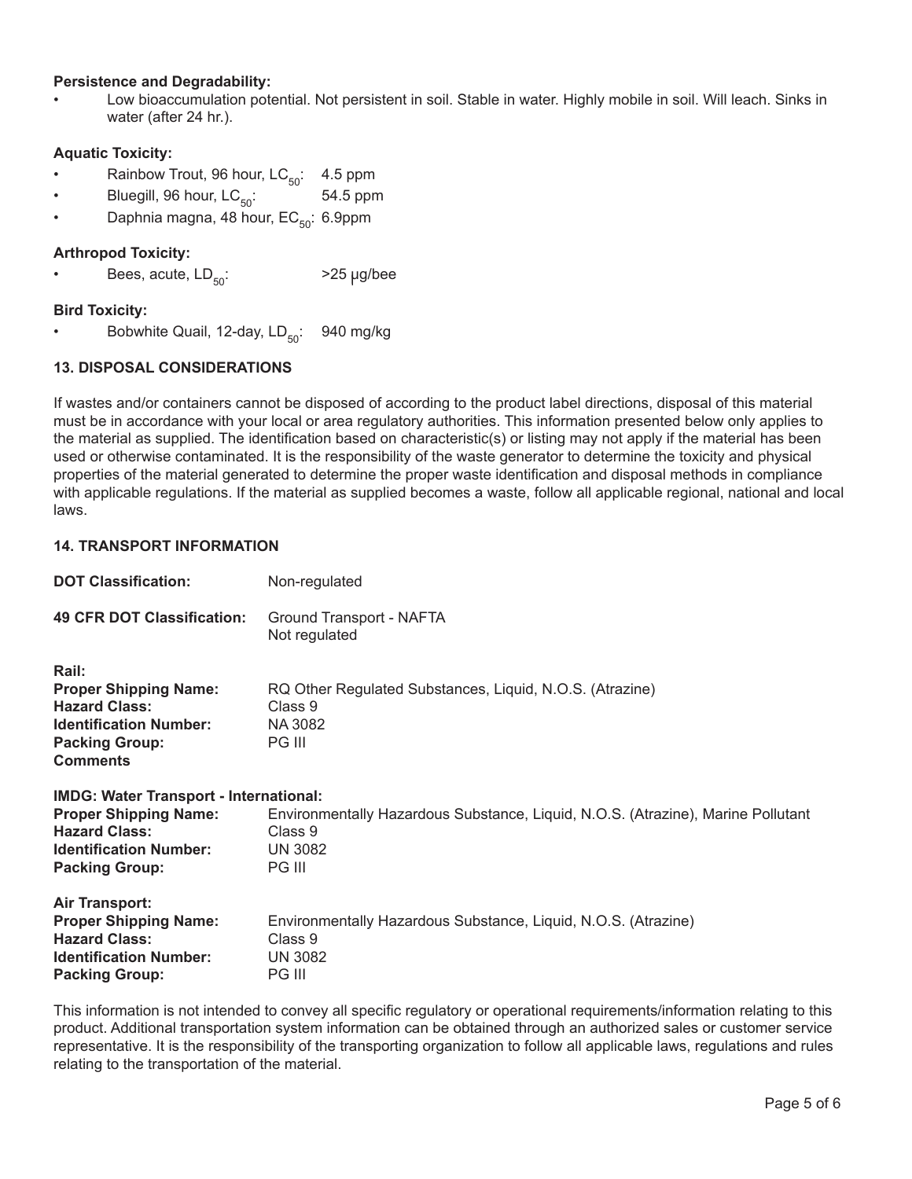**Persistence and Degradability:**

- Low bioaccumulation potential. Not persistent in soil. Stable in water. Highly mobile in soil. Will leach. Sinks in water (after 24 hr.).

**Aquatic Toxicity:**

- Rainbow Trout, 96 hour, $LC_{50}$: 4.5 ppm
- Bluegill, 96 hour, $LC_{50}$: 54.5 ppm
- Daphnia magna, 48 hour, $EC_{50}$: 6.9ppm

**Arthropod Toxicity:**

- Bees, acute, $LD_{50}$: >25 μg/bee

**Bird Toxicity:**

- Bobwhite Quail, 12-day, $LD_{50}$: 940 mg/kg

## 13. DISPOSAL CONSIDERATIONS

If wastes and/or containers cannot be disposed of according to the product label directions, disposal of this material must be in accordance with your local or area regulatory authorities. This information presented below only applies to the material as supplied. The identification based on characteristic(s) or listing may not apply if the material has been used or otherwise contaminated. It is the responsibility of the waste generator to determine the toxicity and physical properties of the material generated to determine the proper waste identification and disposal methods in compliance with applicable regulations. If the material as supplied becomes a waste, follow all applicable regional, national and local laws.

## 14. TRANSPORT INFORMATION

**DOT Classification:** Non-regulated

**49 CFR DOT Classification:** Ground Transport - NAFTA
Not regulated

**Rail:**
**Proper Shipping Name:** RQ Other Regulated Substances, Liquid, N.O.S. (Atrazine)
**Hazard Class:** Class 9
**Identification Number:** NA 3082
**Packing Group:** PG III
**Comments**

**IMDG: Water Transport - International:**
**Proper Shipping Name:** Environmentally Hazardous Substance, Liquid, N.O.S. (Atrazine), Marine Pollutant
**Hazard Class:** Class 9
**Identification Number:** UN 3082
**Packing Group:** PG III

**Air Transport:**
**Proper Shipping Name:** Environmentally Hazardous Substance, Liquid, N.O.S. (Atrazine)
**Hazard Class:** Class 9
**Identification Number:** UN 3082
**Packing Group:** PG III

This information is not intended to convey all specific regulatory or operational requirements/information relating to this product. Additional transportation system information can be obtained through an authorized sales or customer service representative. It is the responsibility of the transporting organization to follow all applicable laws, regulations and rules relating to the transportation of the material.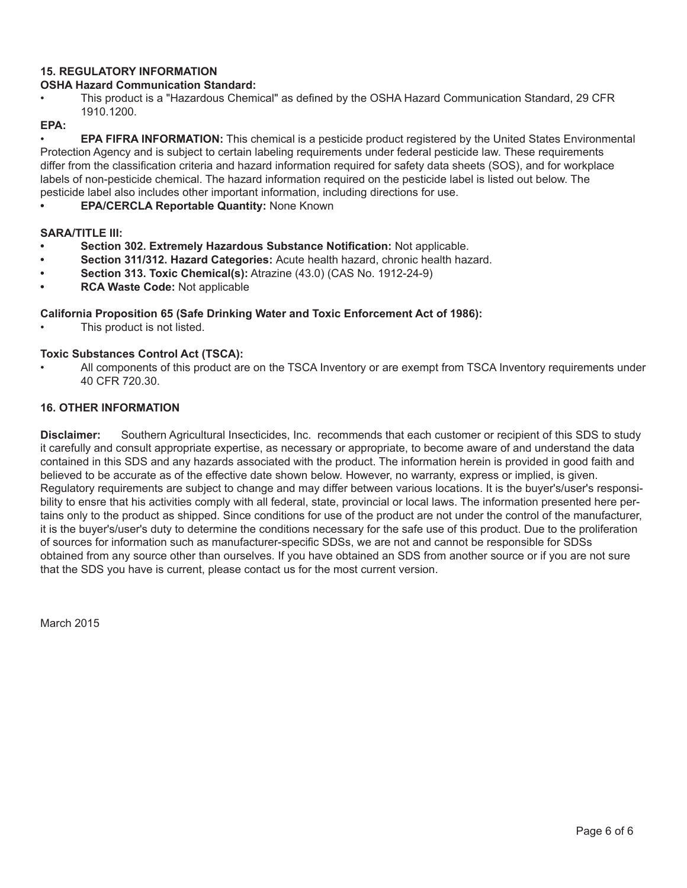## 15. REGULATORY INFORMATION

**OSHA Hazard Communication Standard:**

- This product is a "Hazardous Chemical" as defined by the OSHA Hazard Communication Standard, 29 CFR 1910.1200.

**EPA:**

- **EPA FIFRA INFORMATION:** This chemical is a pesticide product registered by the United States Environmental Protection Agency and is subject to certain labeling requirements under federal pesticide law. These requirements differ from the classification criteria and hazard information required for safety data sheets (SOS), and for workplace labels of non-pesticide chemical. The hazard information required on the pesticide label is listed out below. The pesticide label also includes other important information, including directions for use.
- **EPA/CERCLA Reportable Quantity:** None Known

**SARA/TITLE III:**

- **Section 302. Extremely Hazardous Substance Notification:** Not applicable.
- **Section 311/312. Hazard Categories:** Acute health hazard, chronic health hazard.
- **Section 313. Toxic Chemical(s):** Atrazine (43.0) (CAS No. 1912-24-9)
- **RCA Waste Code:** Not applicable

**California Proposition 65 (Safe Drinking Water and Toxic Enforcement Act of 1986):**

- This product is not listed.

**Toxic Substances Control Act (TSCA):**

- All components of this product are on the TSCA Inventory or are exempt from TSCA Inventory requirements under 40 CFR 720.30.

## 16. OTHER INFORMATION

**Disclaimer:** Southern Agricultural Insecticides, Inc. recommends that each customer or recipient of this SDS to study it carefully and consult appropriate expertise, as necessary or appropriate, to become aware of and understand the data contained in this SDS and any hazards associated with the product. The information herein is provided in good faith and believed to be accurate as of the effective date shown below. However, no warranty, express or implied, is given. Regulatory requirements are subject to change and may differ between various locations. It is the buyer's/user's responsibility to ensre that his activities comply with all federal, state, provincial or local laws. The information presented here pertains only to the product as shipped. Since conditions for use of the product are not under the control of the manufacturer, it is the buyer's/user's duty to determine the conditions necessary for the safe use of this product. Due to the proliferation of sources for information such as manufacturer-specific SDSs, we are not and cannot be responsible for SDSs obtained from any source other than ourselves. If you have obtained an SDS from another source or if you are not sure that the SDS you have is current, please contact us for the most current version.

March 2015